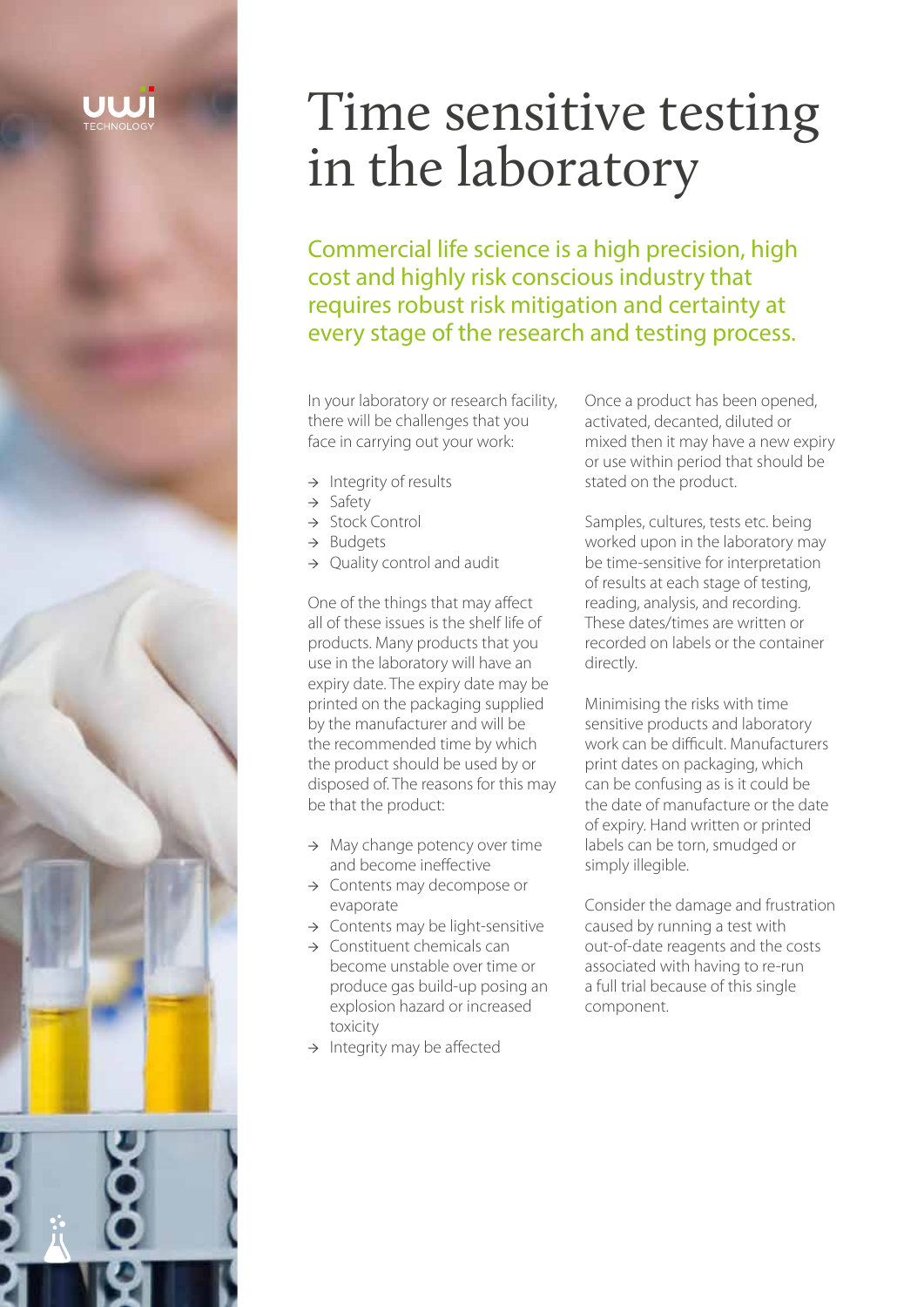# Time sensitive testing in the laboratory

## Commercial life science is a high precision, high cost and highly risk conscious industry that requires robust risk mitigation and certainty at every stage of the research and testing process.

In your laboratory or research facility, there will be challenges that you face in carrying out your work:

- Integrity of results
- Safety
- Stock Control
- Budgets
- Quality control and audit

One of the things that may affect all of these issues is the shelf life of products. Many products that you use in the laboratory will have an expiry date. The expiry date may be printed on the packaging supplied by the manufacturer and will be the recommended time by which the product should be used by or disposed of. The reasons for this may be that the product:

- May change potency over time and become ineffective
- Contents may decompose or evaporate
- Contents may be light-sensitive
- Constituent chemicals can become unstable over time or produce gas build-up posing an explosion hazard or increased toxicity
- Integrity may be affected

Once a product has been opened, activated, decanted, diluted or mixed then it may have a new expiry or use within period that should be stated on the product.

Samples, cultures, tests etc. being worked upon in the laboratory may be time-sensitive for interpretation of results at each stage of testing, reading, analysis, and recording. These dates/times are written or recorded on labels or the container directly.

Minimising the risks with time sensitive products and laboratory work can be difficult. Manufacturers print dates on packaging, which can be confusing as is it could be the date of manufacture or the date of expiry. Hand written or printed labels can be torn, smudged or simply illegible.

Consider the damage and frustration caused by running a test with out-of-date reagents and the costs associated with having to re-run a full trial because of this single component.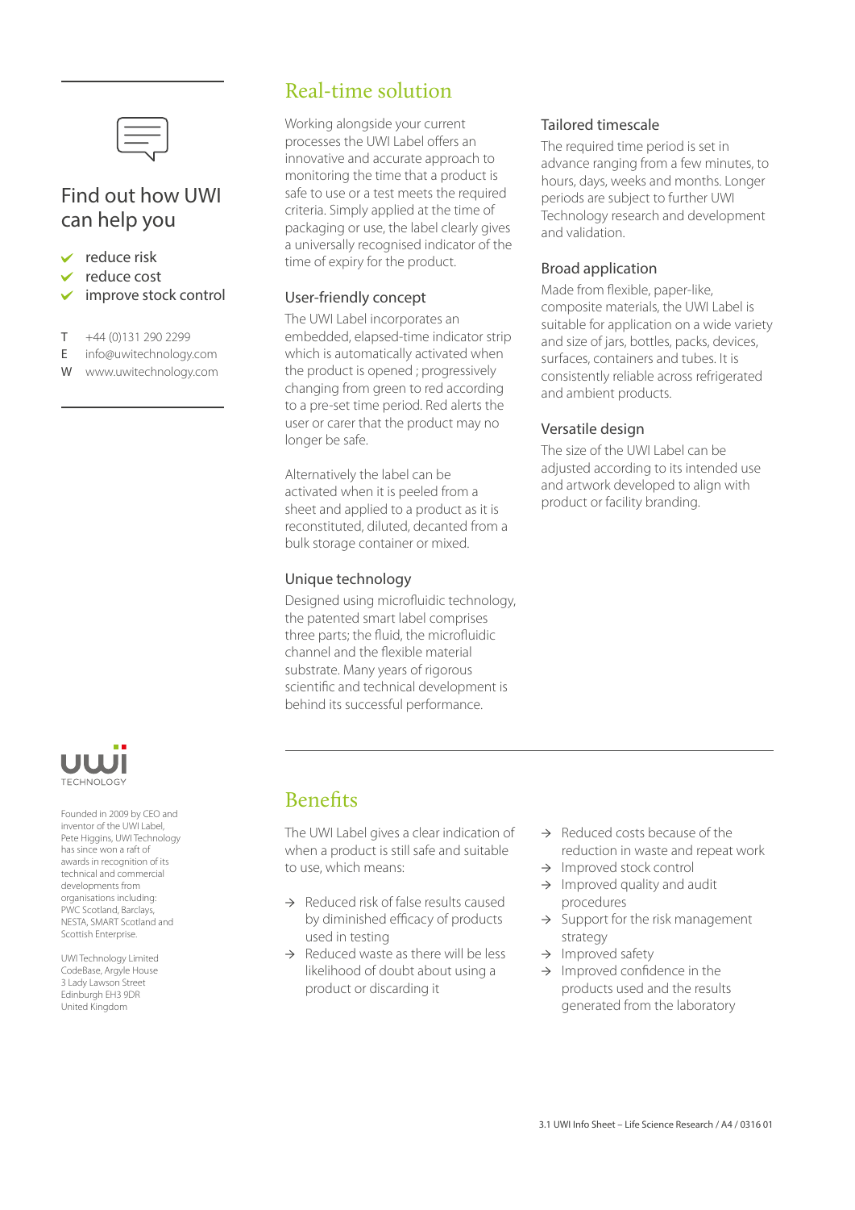## Find out how UWI can help you

- ✓ reduce risk
- ✓ reduce cost
- ✓ improve stock control

T +44 (0)131 290 2299
E info@uwitechnology.com
W www.uwitechnology.com

# Real-time solution

Working alongside your current processes the UWI Label offers an innovative and accurate approach to monitoring the time that a product is safe to use or a test meets the required criteria. Simply applied at the time of packaging or use, the label clearly gives a universally recognised indicator of the time of expiry for the product.

### User-friendly concept

The UWI Label incorporates an embedded, elapsed-time indicator strip which is automatically activated when the product is opened ; progressively changing from green to red according to a pre-set time period. Red alerts the user or carer that the product may no longer be safe.

Alternatively the label can be activated when it is peeled from a sheet and applied to a product as it is reconstituted, diluted, decanted from a bulk storage container or mixed.

### Unique technology

Designed using microfluidic technology, the patented smart label comprises three parts; the fluid, the microfluidic channel and the flexible material substrate. Many years of rigorous scientific and technical development is behind its successful performance.

### Tailored timescale

The required time period is set in advance ranging from a few minutes, to hours, days, weeks and months. Longer periods are subject to further UWI Technology research and development and validation.

### Broad application

Made from flexible, paper-like, composite materials, the UWI Label is suitable for application on a wide variety and size of jars, bottles, packs, devices, surfaces, containers and tubes. It is consistently reliable across refrigerated and ambient products.

### Versatile design

The size of the UWI Label can be adjusted according to its intended use and artwork developed to align with product or facility branding.

# Benefits

The UWI Label gives a clear indication of when a product is still safe and suitable to use, which means:

- → Reduced risk of false results caused by diminished efficacy of products used in testing
- → Reduced waste as there will be less likelihood of doubt about using a product or discarding it
- → Reduced costs because of the reduction in waste and repeat work
- → Improved stock control
- → Improved quality and audit procedures
- → Support for the risk management strategy
- → Improved safety
- → Improved confidence in the products used and the results generated from the laboratory

UWI TECHNOLOGY

Founded in 2009 by CEO and inventor of the UWI Label, Pete Higgins, UWI Technology has since won a raft of awards in recognition of its technical and commercial developments from organisations including: PWC Scotland, Barclays, NESTA, SMART Scotland and Scottish Enterprise.

UWI Technology Limited
CodeBase, Argyle House
3 Lady Lawson Street
Edinburgh EH3 9DR
United Kingdom

3.1 UWI Info Sheet – Life Science Research / A4 / 0316 01